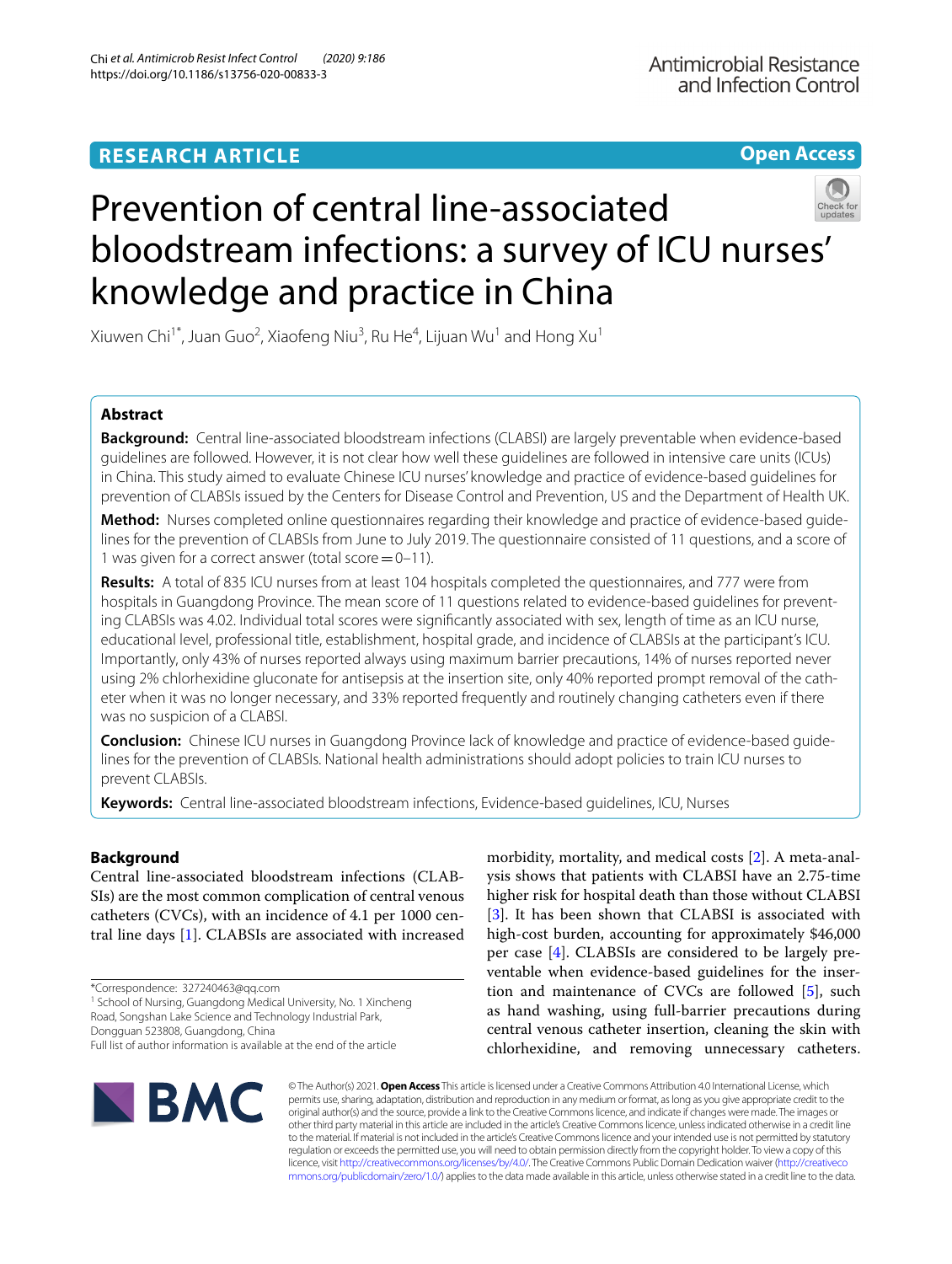RESEARCH ARTICLE

Open Access

# Prevention of central line-associated bloodstream infections: a survey of ICU nurses' knowledge and practice in China

Xiuwen Chi[1*], Juan Guo[2], Xiaofeng Niu[3], Ru He[4], Lijuan Wu[1] and Hong Xu[1]

## Abstract

**Background:** Central line-associated bloodstream infections (CLABSI) are largely preventable when evidence-based guidelines are followed. However, it is not clear how well these guidelines are followed in intensive care units (ICUs) in China. This study aimed to evaluate Chinese ICU nurses' knowledge and practice of evidence-based guidelines for prevention of CLABSIs issued by the Centers for Disease Control and Prevention, US and the Department of Health UK.

**Method:** Nurses completed online questionnaires regarding their knowledge and practice of evidence-based guidelines for the prevention of CLABSIs from June to July 2019. The questionnaire consisted of 11 questions, and a score of 1 was given for a correct answer (total score = 0–11).

**Results:** A total of 835 ICU nurses from at least 104 hospitals completed the questionnaires, and 777 were from hospitals in Guangdong Province. The mean score of 11 questions related to evidence-based guidelines for preventing CLABSIs was 4.02. Individual total scores were significantly associated with sex, length of time as an ICU nurse, educational level, professional title, establishment, hospital grade, and incidence of CLABSIs at the participant's ICU. Importantly, only 43% of nurses reported always using maximum barrier precautions, 14% of nurses reported never using 2% chlorhexidine gluconate for antisepsis at the insertion site, only 40% reported prompt removal of the catheter when it was no longer necessary, and 33% reported frequently and routinely changing catheters even if there was no suspicion of a CLABSI.

**Conclusion:** Chinese ICU nurses in Guangdong Province lack of knowledge and practice of evidence-based guidelines for the prevention of CLABSIs. National health administrations should adopt policies to train ICU nurses to prevent CLABSIs.

**Keywords:** Central line-associated bloodstream infections, Evidence-based guidelines, ICU, Nurses

## Background

Central line-associated bloodstream infections (CLABSIs) are the most common complication of central venous catheters (CVCs), with an incidence of 4.1 per 1000 central line days [1]. CLABSIs are associated with increased morbidity, mortality, and medical costs [2]. A meta-analysis shows that patients with CLABSI have an 2.75-time higher risk for hospital death than those without CLABSI [3]. It has been shown that CLABSI is associated with high-cost burden, accounting for approximately $46,000 per case [4]. CLABSIs are considered to be largely preventable when evidence-based guidelines for the insertion and maintenance of CVCs are followed [5], such as hand washing, using full-barrier precautions during central venous catheter insertion, cleaning the skin with chlorhexidine, and removing unnecessary catheters.

*Correspondence: 327240463@qq.com
[1] School of Nursing, Guangdong Medical University, No. 1 Xincheng Road, Songshan Lake Science and Technology Industrial Park, Dongguan 523808, Guangdong, China
Full list of author information is available at the end of the article

© The Author(s) 2021. **Open Access** This article is licensed under a Creative Commons Attribution 4.0 International License, which permits use, sharing, adaptation, distribution and reproduction in any medium or format, as long as you give appropriate credit to the original author(s) and the source, provide a link to the Creative Commons licence, and indicate if changes were made. The images or other third party material in this article are included in the article's Creative Commons licence, unless indicated otherwise in a credit line to the material. If material is not included in the article's Creative Commons licence and your intended use is not permitted by statutory regulation or exceeds the permitted use, you will need to obtain permission directly from the copyright holder. To view a copy of this licence, visit http://creativecommons.org/licenses/by/4.0/. The Creative Commons Public Domain Dedication waiver (http://creativecommons.org/publicdomain/zero/1.0/) applies to the data made available in this article, unless otherwise stated in a credit line to the data.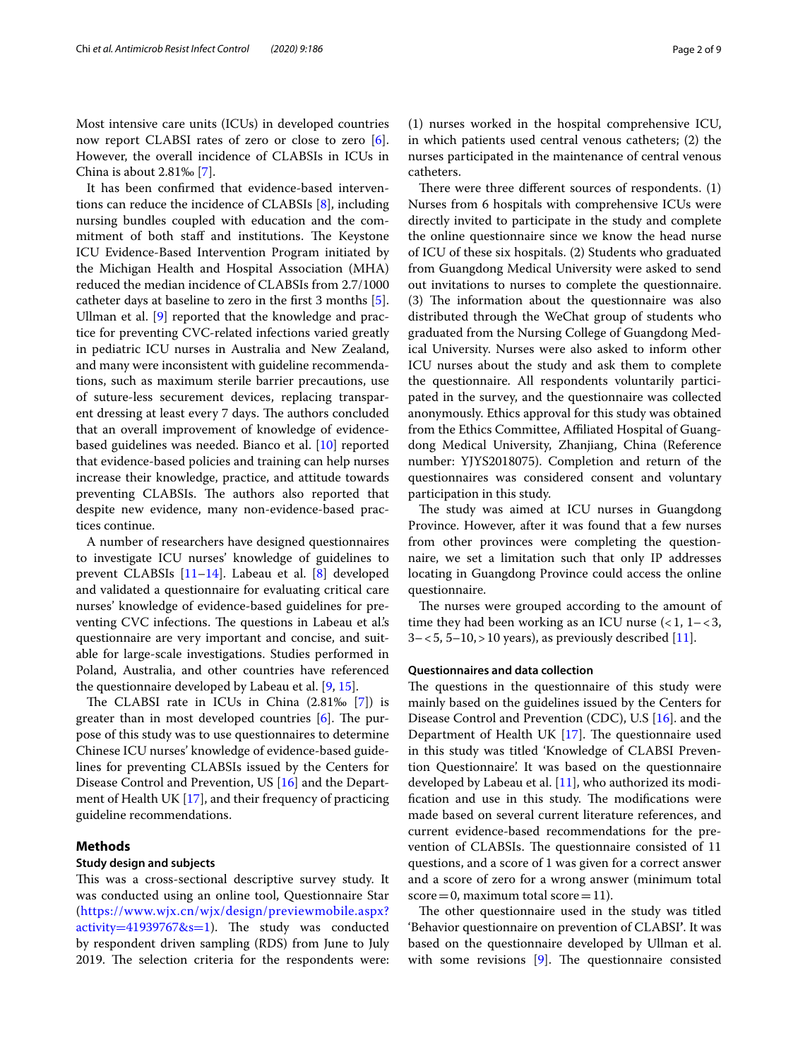Most intensive care units (ICUs) in developed countries now report CLABSI rates of zero or close to zero [6]. However, the overall incidence of CLABSIs in ICUs in China is about 2.81‰ [7].

It has been confirmed that evidence-based interventions can reduce the incidence of CLABSIs [8], including nursing bundles coupled with education and the commitment of both staff and institutions. The Keystone ICU Evidence-Based Intervention Program initiated by the Michigan Health and Hospital Association (MHA) reduced the median incidence of CLABSIs from 2.7/1000 catheter days at baseline to zero in the first 3 months [5]. Ullman et al. [9] reported that the knowledge and practice for preventing CVC-related infections varied greatly in pediatric ICU nurses in Australia and New Zealand, and many were inconsistent with guideline recommendations, such as maximum sterile barrier precautions, use of suture-less securement devices, replacing transparent dressing at least every 7 days. The authors concluded that an overall improvement of knowledge of evidence-based guidelines was needed. Bianco et al. [10] reported that evidence-based policies and training can help nurses increase their knowledge, practice, and attitude towards preventing CLABSIs. The authors also reported that despite new evidence, many non-evidence-based practices continue.

A number of researchers have designed questionnaires to investigate ICU nurses' knowledge of guidelines to prevent CLABSIs [11–14]. Labeau et al. [8] developed and validated a questionnaire for evaluating critical care nurses' knowledge of evidence-based guidelines for preventing CVC infections. The questions in Labeau et al.'s questionnaire are very important and concise, and suitable for large-scale investigations. Studies performed in Poland, Australia, and other countries have referenced the questionnaire developed by Labeau et al. [9, 15].

The CLABSI rate in ICUs in China (2.81‰ [7]) is greater than in most developed countries [6]. The purpose of this study was to use questionnaires to determine Chinese ICU nurses' knowledge of evidence-based guidelines for preventing CLABSIs issued by the Centers for Disease Control and Prevention, US [16] and the Department of Health UK [17], and their frequency of practicing guideline recommendations.

## Methods

### Study design and subjects

This was a cross-sectional descriptive survey study. It was conducted using an online tool, Questionnaire Star (https://www.wjx.cn/wjx/design/previewmobile.aspx?activity=41939767&s=1). The study was conducted by respondent driven sampling (RDS) from June to July 2019. The selection criteria for the respondents were: (1) nurses worked in the hospital comprehensive ICU, in which patients used central venous catheters; (2) the nurses participated in the maintenance of central venous catheters.

There were three different sources of respondents. (1) Nurses from 6 hospitals with comprehensive ICUs were directly invited to participate in the study and complete the online questionnaire since we know the head nurse of ICU of these six hospitals. (2) Students who graduated from Guangdong Medical University were asked to send out invitations to nurses to complete the questionnaire. (3) The information about the questionnaire was also distributed through the WeChat group of students who graduated from the Nursing College of Guangdong Medical University. Nurses were also asked to inform other ICU nurses about the study and ask them to complete the questionnaire. All respondents voluntarily participated in the survey, and the questionnaire was collected anonymously. Ethics approval for this study was obtained from the Ethics Committee, Affiliated Hospital of Guangdong Medical University, Zhanjiang, China (Reference number: YJYS2018075). Completion and return of the questionnaires was considered consent and voluntary participation in this study.

The study was aimed at ICU nurses in Guangdong Province. However, after it was found that a few nurses from other provinces were completing the questionnaire, we set a limitation such that only IP addresses locating in Guangdong Province could access the online questionnaire.

The nurses were grouped according to the amount of time they had been working as an ICU nurse (<1, 1–<3, 3–<5, 5–10, >10 years), as previously described [11].

### Questionnaires and data collection

The questions in the questionnaire of this study were mainly based on the guidelines issued by the Centers for Disease Control and Prevention (CDC), U.S [16]. and the Department of Health UK [17]. The questionnaire used in this study was titled 'Knowledge of CLABSI Prevention Questionnaire'. It was based on the questionnaire developed by Labeau et al. [11], who authorized its modification and use in this study. The modifications were made based on several current literature references, and current evidence-based recommendations for the prevention of CLABSIs. The questionnaire consisted of 11 questions, and a score of 1 was given for a correct answer and a score of zero for a wrong answer (minimum total score = 0, maximum total score = 11).

The other questionnaire used in the study was titled 'Behavior questionnaire on prevention of CLABSI'. It was based on the questionnaire developed by Ullman et al. with some revisions [9]. The questionnaire consisted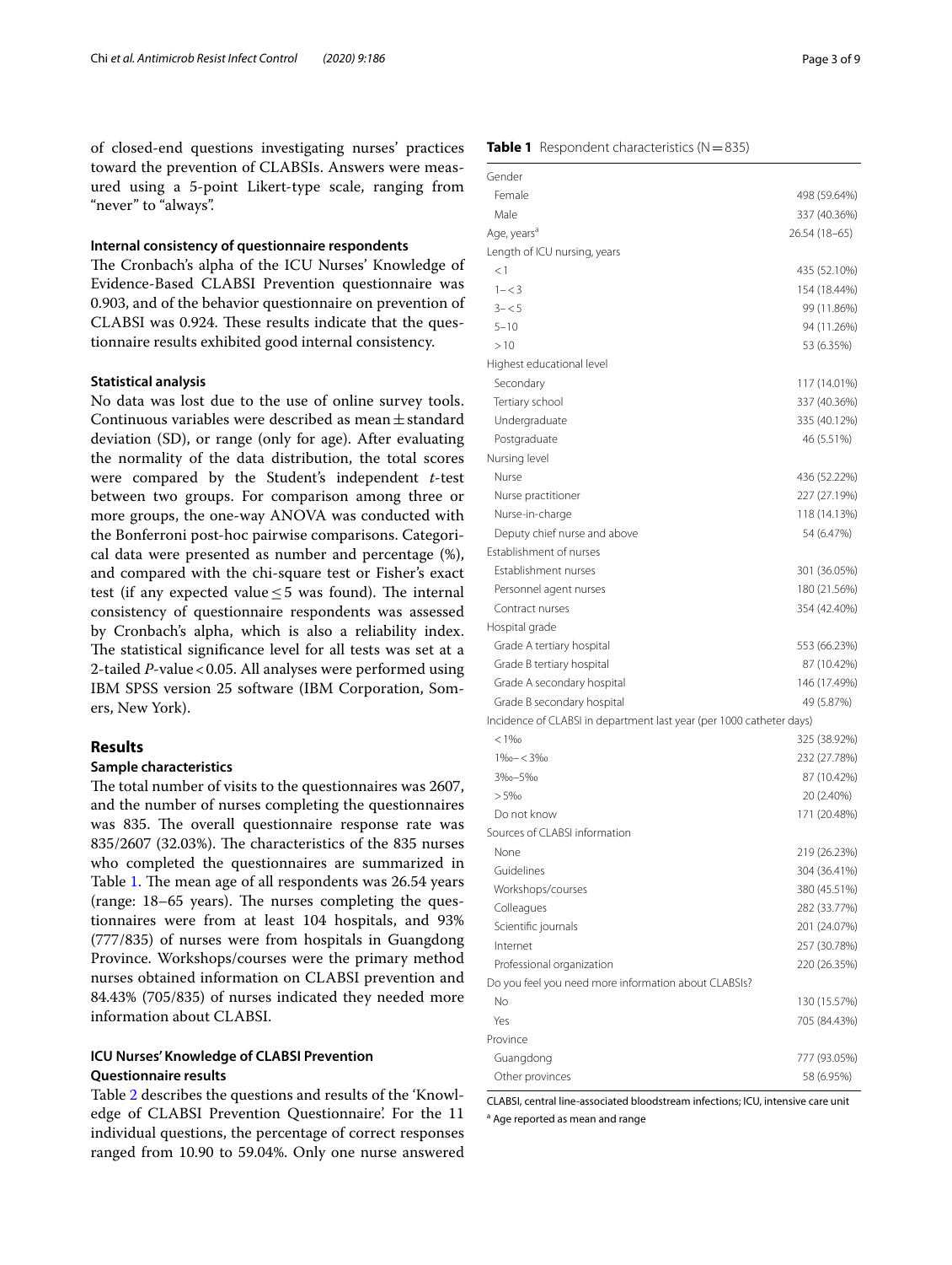of closed-end questions investigating nurses' practices toward the prevention of CLABSIs. Answers were measured using a 5-point Likert-type scale, ranging from "never" to "always".

### Internal consistency of questionnaire respondents

The Cronbach's alpha of the ICU Nurses' Knowledge of Evidence-Based CLABSI Prevention questionnaire was 0.903, and of the behavior questionnaire on prevention of CLABSI was 0.924. These results indicate that the questionnaire results exhibited good internal consistency.

### Statistical analysis

No data was lost due to the use of online survey tools. Continuous variables were described as mean ± standard deviation (SD), or range (only for age). After evaluating the normality of the data distribution, the total scores were compared by the Student's independent *t*-test between two groups. For comparison among three or more groups, the one-way ANOVA was conducted with the Bonferroni post-hoc pairwise comparisons. Categorical data were presented as number and percentage (%), and compared with the chi-square test or Fisher's exact test (if any expected value ≤ 5 was found). The internal consistency of questionnaire respondents was assessed by Cronbach's alpha, which is also a reliability index. The statistical significance level for all tests was set at a 2-tailed *P*-value < 0.05. All analyses were performed using IBM SPSS version 25 software (IBM Corporation, Somers, New York).

## Results

### Sample characteristics

The total number of visits to the questionnaires was 2607, and the number of nurses completing the questionnaires was 835. The overall questionnaire response rate was 835/2607 (32.03%). The characteristics of the 835 nurses who completed the questionnaires are summarized in Table 1. The mean age of all respondents was 26.54 years (range: 18–65 years). The nurses completing the questionnaires were from at least 104 hospitals, and 93% (777/835) of nurses were from hospitals in Guangdong Province. Workshops/courses were the primary method nurses obtained information on CLABSI prevention and 84.43% (705/835) of nurses indicated they needed more information about CLABSI.

### ICU Nurses' Knowledge of CLABSI Prevention Questionnaire results

Table 2 describes the questions and results of the 'Knowledge of CLABSI Prevention Questionnaire'. For the 11 individual questions, the percentage of correct responses ranged from 10.90 to 59.04%. Only one nurse answered

**Table 1** Respondent characteristics (N = 835)

| | |
|---|---|
| Gender | |
| Female | 498 (59.64%) |
| Male | 337 (40.36%) |
| Age, years[a] | 26.54 (18–65) |
| Length of ICU nursing, years | |
| < 1 | 435 (52.10%) |
| 1– < 3 | 154 (18.44%) |
| 3– < 5 | 99 (11.86%) |
| 5–10 | 94 (11.26%) |
| > 10 | 53 (6.35%) |
| Highest educational level | |
| Secondary | 117 (14.01%) |
| Tertiary school | 337 (40.36%) |
| Undergraduate | 335 (40.12%) |
| Postgraduate | 46 (5.51%) |
| Nursing level | |
| Nurse | 436 (52.22%) |
| Nurse practitioner | 227 (27.19%) |
| Nurse-in-charge | 118 (14.13%) |
| Deputy chief nurse and above | 54 (6.47%) |
| Establishment of nurses | |
| Establishment nurses | 301 (36.05%) |
| Personnel agent nurses | 180 (21.56%) |
| Contract nurses | 354 (42.40%) |
| Hospital grade | |
| Grade A tertiary hospital | 553 (66.23%) |
| Grade B tertiary hospital | 87 (10.42%) |
| Grade A secondary hospital | 146 (17.49%) |
| Grade B secondary hospital | 49 (5.87%) |
| Incidence of CLABSI in department last year (per 1000 catheter days) | |
| < 1‰ | 325 (38.92%) |
| 1‰– < 3‰ | 232 (27.78%) |
| 3‰–5‰ | 87 (10.42%) |
| > 5‰ | 20 (2.40%) |
| Do not know | 171 (20.48%) |
| Sources of CLABSI information | |
| None | 219 (26.23%) |
| Guidelines | 304 (36.41%) |
| Workshops/courses | 380 (45.51%) |
| Colleagues | 282 (33.77%) |
| Scientific journals | 201 (24.07%) |
| Internet | 257 (30.78%) |
| Professional organization | 220 (26.35%) |
| Do you feel you need more information about CLABSIs? | |
| No | 130 (15.57%) |
| Yes | 705 (84.43%) |
| Province | |
| Guangdong | 777 (93.05%) |
| Other provinces | 58 (6.95%) |

CLABSI, central line-associated bloodstream infections; ICU, intensive care unit

[a] Age reported as mean and range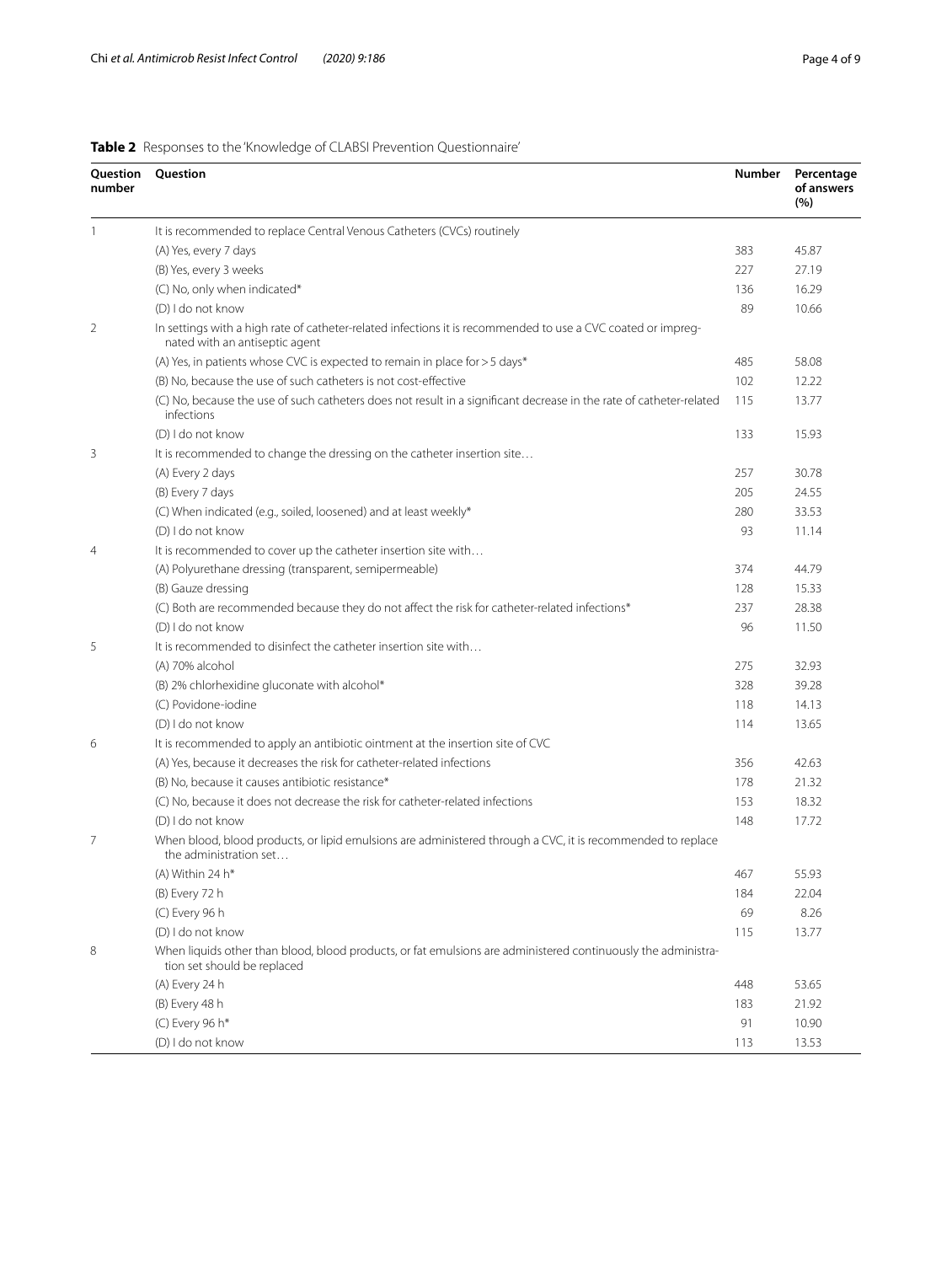**Table 2** Responses to the 'Knowledge of CLABSI Prevention Questionnaire'

| Question number | Question | Number | Percentage of answers (%) |
|---|---|---|---|
| 1 | It is recommended to replace Central Venous Catheters (CVCs) routinely | | |
| | (A) Yes, every 7 days | 383 | 45.87 |
| | (B) Yes, every 3 weeks | 227 | 27.19 |
| | (C) No, only when indicated* | 136 | 16.29 |
| | (D) I do not know | 89 | 10.66 |
| 2 | In settings with a high rate of catheter-related infections it is recommended to use a CVC coated or impregnated with an antiseptic agent | | |
| | (A) Yes, in patients whose CVC is expected to remain in place for > 5 days* | 485 | 58.08 |
| | (B) No, because the use of such catheters is not cost-effective | 102 | 12.22 |
| | (C) No, because the use of such catheters does not result in a significant decrease in the rate of catheter-related infections | 115 | 13.77 |
| | (D) I do not know | 133 | 15.93 |
| 3 | It is recommended to change the dressing on the catheter insertion site… | | |
| | (A) Every 2 days | 257 | 30.78 |
| | (B) Every 7 days | 205 | 24.55 |
| | (C) When indicated (e.g., soiled, loosened) and at least weekly* | 280 | 33.53 |
| | (D) I do not know | 93 | 11.14 |
| 4 | It is recommended to cover up the catheter insertion site with… | | |
| | (A) Polyurethane dressing (transparent, semipermeable) | 374 | 44.79 |
| | (B) Gauze dressing | 128 | 15.33 |
| | (C) Both are recommended because they do not affect the risk for catheter-related infections* | 237 | 28.38 |
| | (D) I do not know | 96 | 11.50 |
| 5 | It is recommended to disinfect the catheter insertion site with… | | |
| | (A) 70% alcohol | 275 | 32.93 |
| | (B) 2% chlorhexidine gluconate with alcohol* | 328 | 39.28 |
| | (C) Povidone-iodine | 118 | 14.13 |
| | (D) I do not know | 114 | 13.65 |
| 6 | It is recommended to apply an antibiotic ointment at the insertion site of CVC | | |
| | (A) Yes, because it decreases the risk for catheter-related infections | 356 | 42.63 |
| | (B) No, because it causes antibiotic resistance* | 178 | 21.32 |
| | (C) No, because it does not decrease the risk for catheter-related infections | 153 | 18.32 |
| | (D) I do not know | 148 | 17.72 |
| 7 | When blood, blood products, or lipid emulsions are administered through a CVC, it is recommended to replace the administration set… | | |
| | (A) Within 24 h* | 467 | 55.93 |
| | (B) Every 72 h | 184 | 22.04 |
| | (C) Every 96 h | 69 | 8.26 |
| | (D) I do not know | 115 | 13.77 |
| 8 | When liquids other than blood, blood products, or fat emulsions are administered continuously the administration set should be replaced | | |
| | (A) Every 24 h | 448 | 53.65 |
| | (B) Every 48 h | 183 | 21.92 |
| | (C) Every 96 h* | 91 | 10.90 |
| | (D) I do not know | 113 | 13.53 |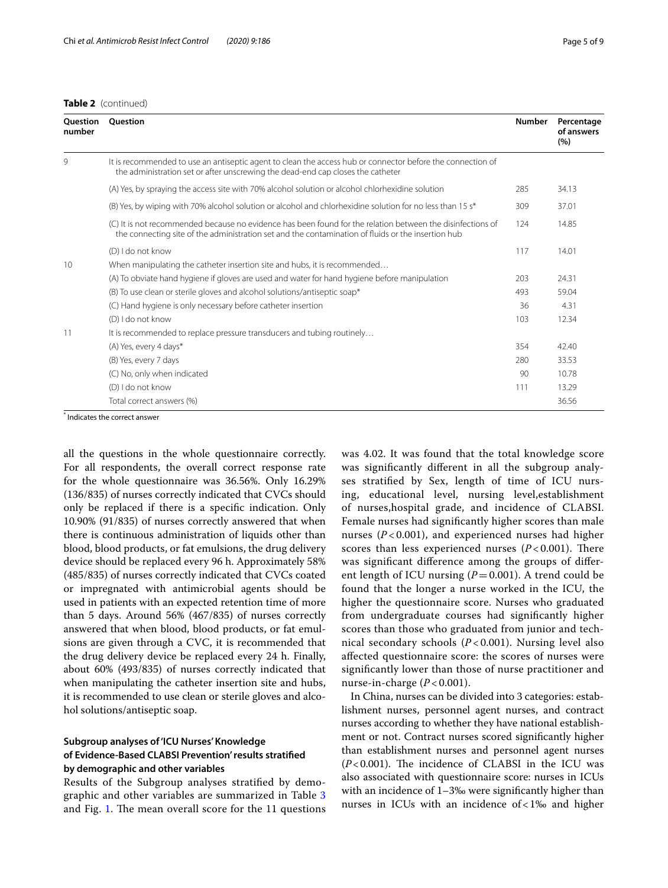**Table 2** (continued)

| Question number | Question | Number | Percentage of answers (%) |
|---|---|---|---|
| 9 | It is recommended to use an antiseptic agent to clean the access hub or connector before the connection of the administration set or after unscrewing the dead-end cap closes the catheter | | |
| | (A) Yes, by spraying the access site with 70% alcohol solution or alcohol chlorhexidine solution | 285 | 34.13 |
| | (B) Yes, by wiping with 70% alcohol solution or alcohol and chlorhexidine solution for no less than 15 s* | 309 | 37.01 |
| | (C) It is not recommended because no evidence has been found for the relation between the disinfections of the connecting site of the administration set and the contamination of fluids or the insertion hub | 124 | 14.85 |
| | (D) I do not know | 117 | 14.01 |
| 10 | When manipulating the catheter insertion site and hubs, it is recommended… | | |
| | (A) To obviate hand hygiene if gloves are used and water for hand hygiene before manipulation | 203 | 24.31 |
| | (B) To use clean or sterile gloves and alcohol solutions/antiseptic soap* | 493 | 59.04 |
| | (C) Hand hygiene is only necessary before catheter insertion | 36 | 4.31 |
| | (D) I do not know | 103 | 12.34 |
| 11 | It is recommended to replace pressure transducers and tubing routinely… | | |
| | (A) Yes, every 4 days* | 354 | 42.40 |
| | (B) Yes, every 7 days | 280 | 33.53 |
| | (C) No, only when indicated | 90 | 10.78 |
| | (D) I do not know | 111 | 13.29 |
| | Total correct answers (%) | | 36.56 |

\* Indicates the correct answer

all the questions in the whole questionnaire correctly. For all respondents, the overall correct response rate for the whole questionnaire was 36.56%. Only 16.29% (136/835) of nurses correctly indicated that CVCs should only be replaced if there is a specific indication. Only 10.90% (91/835) of nurses correctly answered that when there is continuous administration of liquids other than blood, blood products, or fat emulsions, the drug delivery device should be replaced every 96 h. Approximately 58% (485/835) of nurses correctly indicated that CVCs coated or impregnated with antimicrobial agents should be used in patients with an expected retention time of more than 5 days. Around 56% (467/835) of nurses correctly answered that when blood, blood products, or fat emulsions are given through a CVC, it is recommended that the drug delivery device be replaced every 24 h. Finally, about 60% (493/835) of nurses correctly indicated that when manipulating the catheter insertion site and hubs, it is recommended to use clean or sterile gloves and alcohol solutions/antiseptic soap.

### Subgroup analyses of 'ICU Nurses' Knowledge of Evidence-Based CLABSI Prevention' results stratified by demographic and other variables

Results of the Subgroup analyses stratified by demographic and other variables are summarized in Table 3 and Fig. 1. The mean overall score for the 11 questions was 4.02. It was found that the total knowledge score was significantly different in all the subgroup analyses stratified by Sex, length of time of ICU nursing, educational level, nursing level,establishment of nurses,hospital grade, and incidence of CLABSI. Female nurses had significantly higher scores than male nurses ($P<0.001$), and experienced nurses had higher scores than less experienced nurses ($P<0.001$). There was significant difference among the groups of different length of ICU nursing ($P=0.001$). A trend could be found that the longer a nurse worked in the ICU, the higher the questionnaire score. Nurses who graduated from undergraduate courses had significantly higher scores than those who graduated from junior and technical secondary schools ($P<0.001$). Nursing level also affected questionnaire score: the scores of nurses were significantly lower than those of nurse practitioner and nurse-in-charge ($P<0.001$).

In China, nurses can be divided into 3 categories: establishment nurses, personnel agent nurses, and contract nurses according to whether they have national establishment or not. Contract nurses scored significantly higher than establishment nurses and personnel agent nurses ($P<0.001$). The incidence of CLABSI in the ICU was also associated with questionnaire score: nurses in ICUs with an incidence of 1–3‰ were significantly higher than nurses in ICUs with an incidence of <1‰ and higher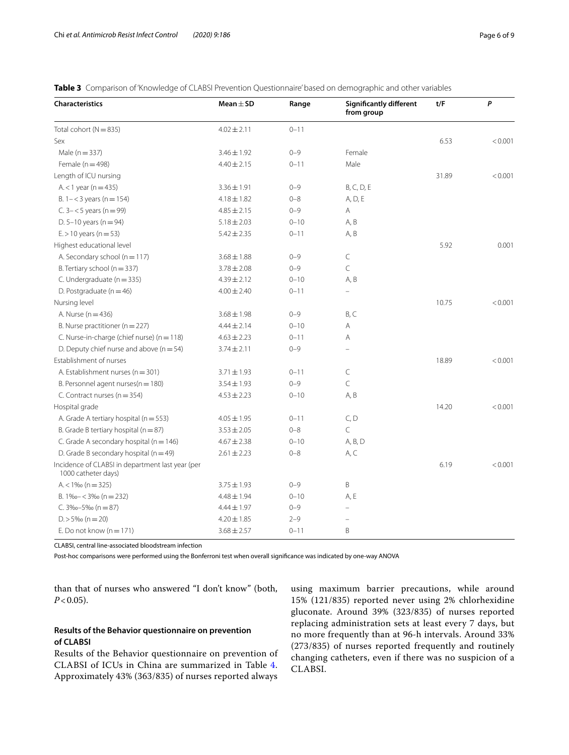**Table 3** Comparison of 'Knowledge of CLABSI Prevention Questionnaire' based on demographic and other variables

| Characteristics | Mean ± SD | Range | Significantly different from group | t/F | P |
|---|---|---|---|---|---|
| Total cohort (N = 835) | 4.02 ± 2.11 | 0–11 | | | |
| Sex | | | | 6.53 | < 0.001 |
| Male (n = 337) | 3.46 ± 1.92 | 0–9 | Female | | |
| Female (n = 498) | 4.40 ± 2.15 | 0–11 | Male | | |
| Length of ICU nursing | | | | 31.89 | < 0.001 |
| A. < 1 year (n = 435) | 3.36 ± 1.91 | 0–9 | B, C, D, E | | |
| B. 1– < 3 years (n = 154) | 4.18 ± 1.82 | 0–8 | A, D, E | | |
| C. 3– < 5 years (n = 99) | 4.85 ± 2.15 | 0–9 | A | | |
| D. 5–10 years (n = 94) | 5.18 ± 2.03 | 0–10 | A, B | | |
| E. > 10 years (n = 53) | 5.42 ± 2.35 | 0–11 | A, B | | |
| Highest educational level | | | | 5.92 | 0.001 |
| A. Secondary school (n = 117) | 3.68 ± 1.88 | 0–9 | C | | |
| B. Tertiary school (n = 337) | 3.78 ± 2.08 | 0–9 | C | | |
| C. Undergraduate (n = 335) | 4.39 ± 2.12 | 0–10 | A, B | | |
| D. Postgraduate (n = 46) | 4.00 ± 2.40 | 0–11 | – | | |
| Nursing level | | | | 10.75 | < 0.001 |
| A. Nurse (n = 436) | 3.68 ± 1.98 | 0–9 | B, C | | |
| B. Nurse practitioner (n = 227) | 4.44 ± 2.14 | 0–10 | A | | |
| C. Nurse-in-charge (chief nurse) (n = 118) | 4.63 ± 2.23 | 0–11 | A | | |
| D. Deputy chief nurse and above (n = 54) | 3.74 ± 2.11 | 0–9 | – | | |
| Establishment of nurses | | | | 18.89 | < 0.001 |
| A. Establishment nurses (n = 301) | 3.71 ± 1.93 | 0–11 | C | | |
| B. Personnel agent nurses(n = 180) | 3.54 ± 1.93 | 0–9 | C | | |
| C. Contract nurses (n = 354) | 4.53 ± 2.23 | 0–10 | A, B | | |
| Hospital grade | | | | 14.20 | < 0.001 |
| A. Grade A tertiary hospital (n = 553) | 4.05 ± 1.95 | 0–11 | C, D | | |
| B. Grade B tertiary hospital (n = 87) | 3.53 ± 2.05 | 0–8 | C | | |
| C. Grade A secondary hospital (n = 146) | 4.67 ± 2.38 | 0–10 | A, B, D | | |
| D. Grade B secondary hospital (n = 49) | 2.61 ± 2.23 | 0–8 | A, C | | |
| Incidence of CLABSI in department last year (per 1000 catheter days) | | | | 6.19 | < 0.001 |
| A. < 1‰ (n = 325) | 3.75 ± 1.93 | 0–9 | B | | |
| B. 1‰– < 3‰ (n = 232) | 4.48 ± 1.94 | 0–10 | A, E | | |
| C. 3‰–5‰ (n = 87) | 4.44 ± 1.97 | 0–9 | – | | |
| D. > 5‰ (n = 20) | 4.20 ± 1.85 | 2–9 | – | | |
| E. Do not know (n = 171) | 3.68 ± 2.57 | 0–11 | B | | |

CLABSI, central line-associated bloodstream infection

Post-hoc comparisons were performed using the Bonferroni test when overall significance was indicated by one-way ANOVA

than that of nurses who answered "I don't know" (both, $P < 0.05$).

### Results of the Behavior questionnaire on prevention of CLABSI

Results of the Behavior questionnaire on prevention of CLABSI of ICUs in China are summarized in Table 4. Approximately 43% (363/835) of nurses reported always using maximum barrier precautions, while around 15% (121/835) reported never using 2% chlorhexidine gluconate. Around 39% (323/835) of nurses reported replacing administration sets at least every 7 days, but no more frequently than at 96-h intervals. Around 33% (273/835) of nurses reported frequently and routinely changing catheters, even if there was no suspicion of a CLABSI.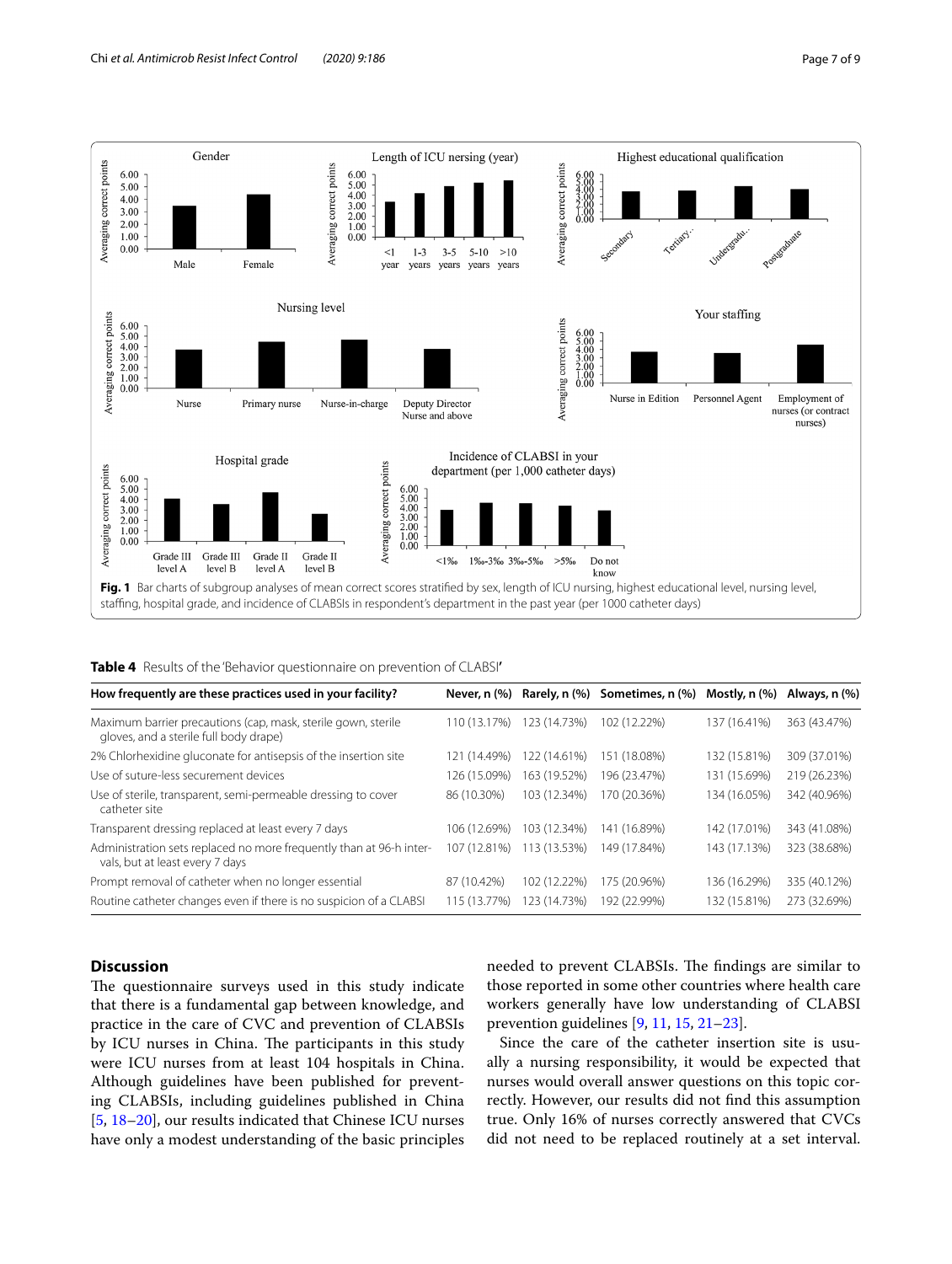**Fig. 1** Bar charts of subgroup analyses of mean correct scores stratified by sex, length of ICU nursing, highest educational level, nursing level, staffing, hospital grade, and incidence of CLABSIs in respondent's department in the past year (per 1000 catheter days)

**Table 4** Results of the 'Behavior questionnaire on prevention of CLABSI'

| How frequently are these practices used in your facility? | Never, n (%) | Rarely, n (%) | Sometimes, n (%) | Mostly, n (%) | Always, n (%) |
|---|---|---|---|---|---|
| Maximum barrier precautions (cap, mask, sterile gown, sterile gloves, and a sterile full body drape) | 110 (13.17%) | 123 (14.73%) | 102 (12.22%) | 137 (16.41%) | 363 (43.47%) |
| 2% Chlorhexidine gluconate for antisepsis of the insertion site | 121 (14.49%) | 122 (14.61%) | 151 (18.08%) | 132 (15.81%) | 309 (37.01%) |
| Use of suture-less securement devices | 126 (15.09%) | 163 (19.52%) | 196 (23.47%) | 131 (15.69%) | 219 (26.23%) |
| Use of sterile, transparent, semi-permeable dressing to cover catheter site | 86 (10.30%) | 103 (12.34%) | 170 (20.36%) | 134 (16.05%) | 342 (40.96%) |
| Transparent dressing replaced at least every 7 days | 106 (12.69%) | 103 (12.34%) | 141 (16.89%) | 142 (17.01%) | 343 (41.08%) |
| Administration sets replaced no more frequently than at 96-h intervals, but at least every 7 days | 107 (12.81%) | 113 (13.53%) | 149 (17.84%) | 143 (17.13%) | 323 (38.68%) |
| Prompt removal of catheter when no longer essential | 87 (10.42%) | 102 (12.22%) | 175 (20.96%) | 136 (16.29%) | 335 (40.12%) |
| Routine catheter changes even if there is no suspicion of a CLABSI | 115 (13.77%) | 123 (14.73%) | 192 (22.99%) | 132 (15.81%) | 273 (32.69%) |

## Discussion

The questionnaire surveys used in this study indicate that there is a fundamental gap between knowledge, and practice in the care of CVC and prevention of CLABSIs by ICU nurses in China. The participants in this study were ICU nurses from at least 104 hospitals in China. Although guidelines have been published for preventing CLABSIs, including guidelines published in China [5, 18–20], our results indicated that Chinese ICU nurses have only a modest understanding of the basic principles needed to prevent CLABSIs. The findings are similar to those reported in some other countries where health care workers generally have low understanding of CLABSI prevention guidelines [9, 11, 15, 21–23].

Since the care of the catheter insertion site is usually a nursing responsibility, it would be expected that nurses would overall answer questions on this topic correctly. However, our results did not find this assumption true. Only 16% of nurses correctly answered that CVCs did not need to be replaced routinely at a set interval.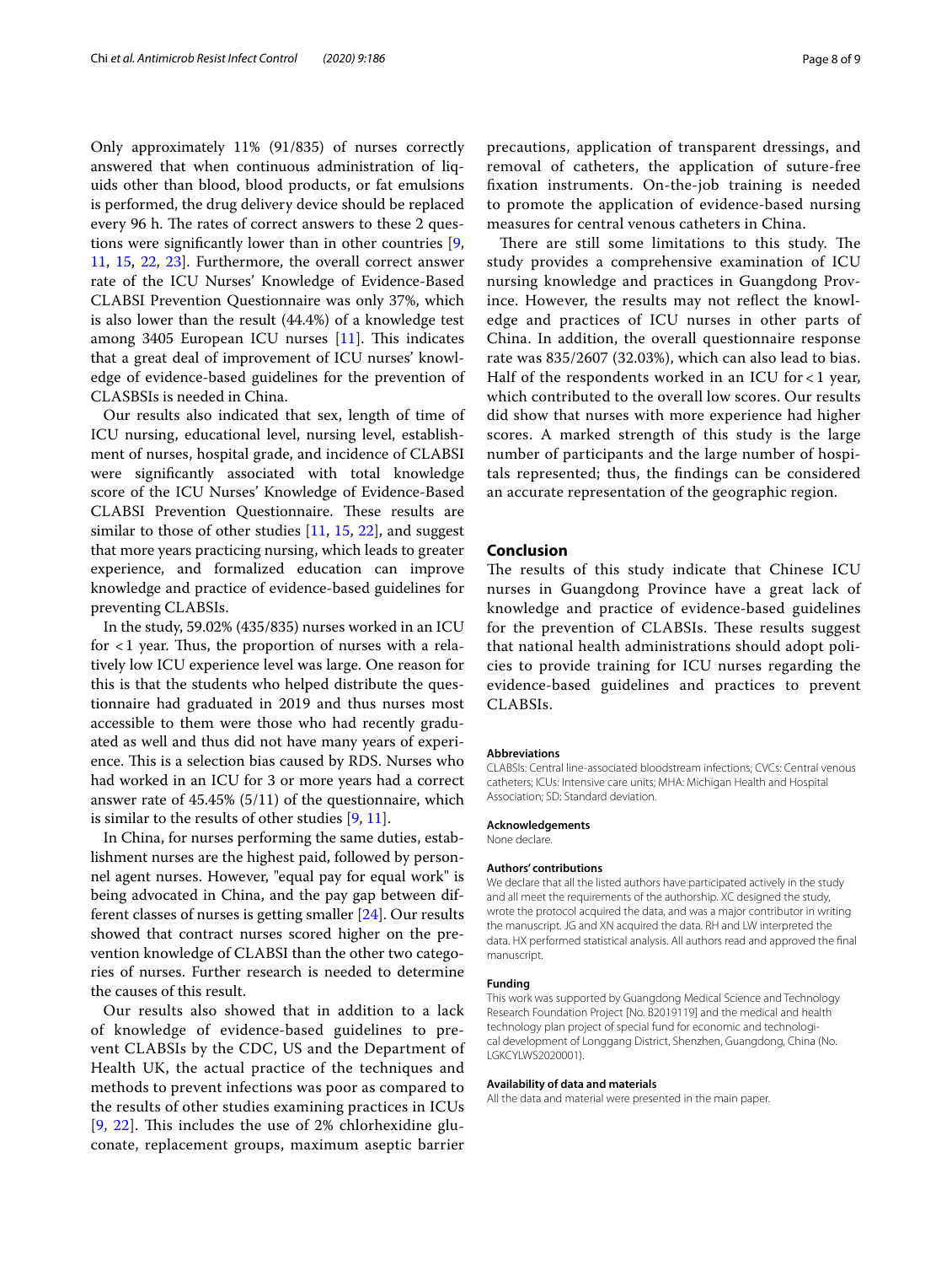Only approximately 11% (91/835) of nurses correctly answered that when continuous administration of liquids other than blood, blood products, or fat emulsions is performed, the drug delivery device should be replaced every 96 h. The rates of correct answers to these 2 questions were significantly lower than in other countries [9, 11, 15, 22, 23]. Furthermore, the overall correct answer rate of the ICU Nurses' Knowledge of Evidence-Based CLABSI Prevention Questionnaire was only 37%, which is also lower than the result (44.4%) of a knowledge test among 3405 European ICU nurses [11]. This indicates that a great deal of improvement of ICU nurses' knowledge of evidence-based guidelines for the prevention of CLASBSIs is needed in China.

Our results also indicated that sex, length of time of ICU nursing, educational level, nursing level, establishment of nurses, hospital grade, and incidence of CLABSI were significantly associated with total knowledge score of the ICU Nurses' Knowledge of Evidence-Based CLABSI Prevention Questionnaire. These results are similar to those of other studies [11, 15, 22], and suggest that more years practicing nursing, which leads to greater experience, and formalized education can improve knowledge and practice of evidence-based guidelines for preventing CLABSIs.

In the study, 59.02% (435/835) nurses worked in an ICU for < 1 year. Thus, the proportion of nurses with a relatively low ICU experience level was large. One reason for this is that the students who helped distribute the questionnaire had graduated in 2019 and thus nurses most accessible to them were those who had recently graduated as well and thus did not have many years of experience. This is a selection bias caused by RDS. Nurses who had worked in an ICU for 3 or more years had a correct answer rate of 45.45% (5/11) of the questionnaire, which is similar to the results of other studies [9, 11].

In China, for nurses performing the same duties, establishment nurses are the highest paid, followed by personnel agent nurses. However, "equal pay for equal work" is being advocated in China, and the pay gap between different classes of nurses is getting smaller [24]. Our results showed that contract nurses scored higher on the prevention knowledge of CLABSI than the other two categories of nurses. Further research is needed to determine the causes of this result.

Our results also showed that in addition to a lack of knowledge of evidence-based guidelines to prevent CLABSIs by the CDC, US and the Department of Health UK, the actual practice of the techniques and methods to prevent infections was poor as compared to the results of other studies examining practices in ICUs [9, 22]. This includes the use of 2% chlorhexidine gluconate, replacement groups, maximum aseptic barrier precautions, application of transparent dressings, and removal of catheters, the application of suture-free fixation instruments. On-the-job training is needed to promote the application of evidence-based nursing measures for central venous catheters in China.

There are still some limitations to this study. The study provides a comprehensive examination of ICU nursing knowledge and practices in Guangdong Province. However, the results may not reflect the knowledge and practices of ICU nurses in other parts of China. In addition, the overall questionnaire response rate was 835/2607 (32.03%), which can also lead to bias. Half of the respondents worked in an ICU for < 1 year, which contributed to the overall low scores. Our results did show that nurses with more experience had higher scores. A marked strength of this study is the large number of participants and the large number of hospitals represented; thus, the findings can be considered an accurate representation of the geographic region.

## Conclusion

The results of this study indicate that Chinese ICU nurses in Guangdong Province have a great lack of knowledge and practice of evidence-based guidelines for the prevention of CLABSIs. These results suggest that national health administrations should adopt policies to provide training for ICU nurses regarding the evidence-based guidelines and practices to prevent CLABSIs.

#### Abbreviations

CLABSIs: Central line-associated bloodstream infections; CVCs: Central venous catheters; ICUs: Intensive care units; MHA: Michigan Health and Hospital Association; SD: Standard deviation.

#### Acknowledgements

None declare.

#### Authors' contributions

We declare that all the listed authors have participated actively in the study and all meet the requirements of the authorship. XC designed the study, wrote the protocol acquired the data, and was a major contributor in writing the manuscript. JG and XN acquired the data. RH and LW interpreted the data. HX performed statistical analysis. All authors read and approved the final manuscript.

#### Funding

This work was supported by Guangdong Medical Science and Technology Research Foundation Project [No. B2019119] and the medical and health technology plan project of special fund for economic and technological development of Longgang District, Shenzhen, Guangdong, China (No. LGKCYLWS2020001).

#### Availability of data and materials

All the data and material were presented in the main paper.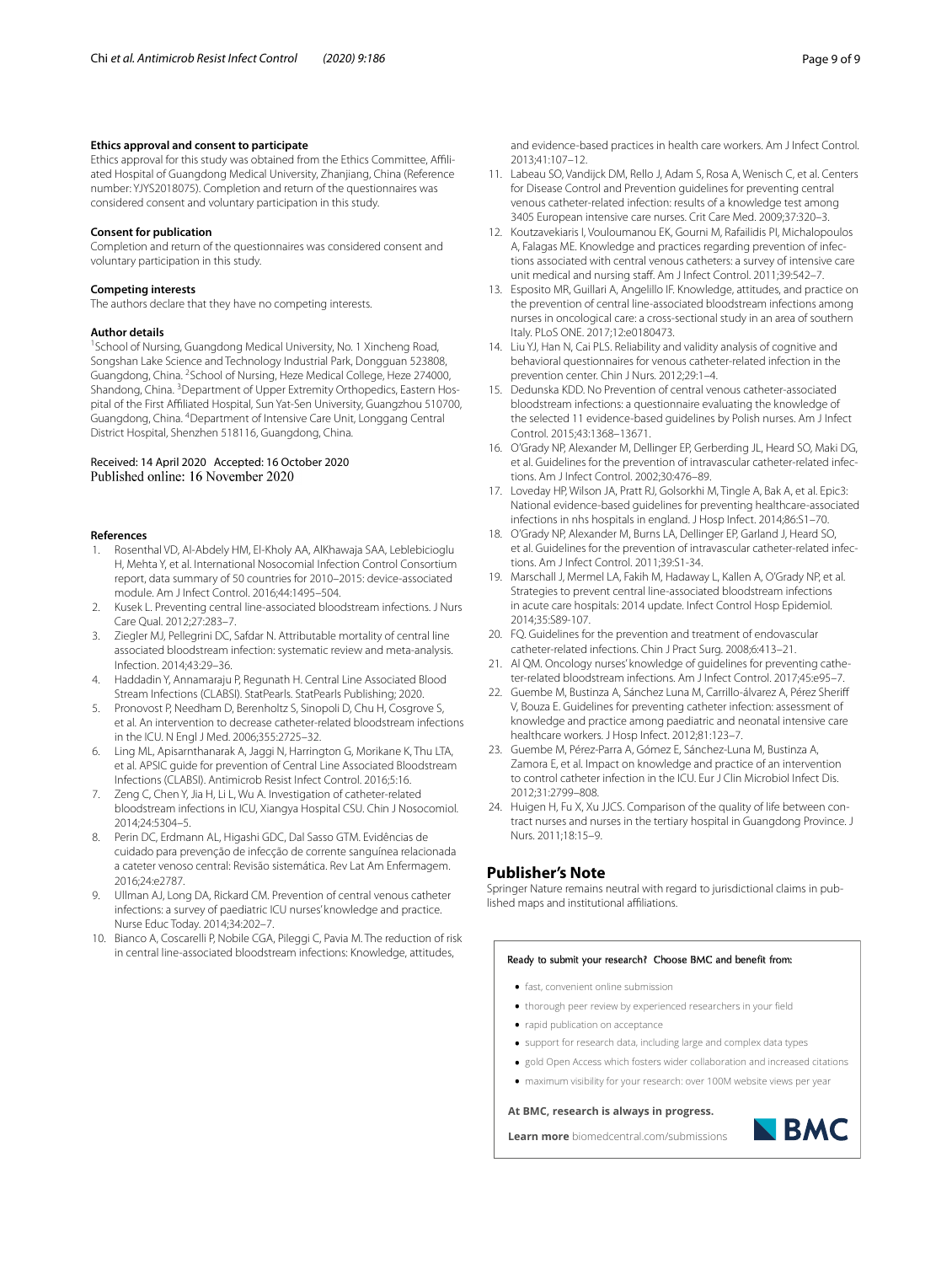#### Ethics approval and consent to participate

Ethics approval for this study was obtained from the Ethics Committee, Affiliated Hospital of Guangdong Medical University, Zhanjiang, China (Reference number: YJYS2018075). Completion and return of the questionnaires was considered consent and voluntary participation in this study.

#### Consent for publication

Completion and return of the questionnaires was considered consent and voluntary participation in this study.

#### Competing interests

The authors declare that they have no competing interests.

#### Author details

[1]School of Nursing, Guangdong Medical University, No. 1 Xincheng Road, Songshan Lake Science and Technology Industrial Park, Dongguan 523808, Guangdong, China. [2]School of Nursing, Heze Medical College, Heze 274000, Shandong, China. [3]Department of Upper Extremity Orthopedics, Eastern Hospital of the First Affiliated Hospital, Sun Yat-Sen University, Guangzhou 510700, Guangdong, China. [4]Department of Intensive Care Unit, Longgang Central District Hospital, Shenzhen 518116, Guangdong, China.

Received: 14 April 2020 Accepted: 16 October 2020
Published online: 16 November 2020

#### References

1. Rosenthal VD, Al-Abdely HM, El-Kholy AA, AlKhawaja SAA, Leblebicioglu H, Mehta Y, et al. International Nosocomial Infection Control Consortium report, data summary of 50 countries for 2010–2015: device-associated module. Am J Infect Control. 2016;44:1495–504.
2. Kusek L. Preventing central line-associated bloodstream infections. J Nurs Care Qual. 2012;27:283–7.
3. Ziegler MJ, Pellegrini DC, Safdar N. Attributable mortality of central line associated bloodstream infection: systematic review and meta-analysis. Infection. 2014;43:29–36.
4. Haddadin Y, Annamaraju P, Regunath H. Central Line Associated Blood Stream Infections (CLABSI). StatPearls. StatPearls Publishing; 2020.
5. Pronovost P, Needham D, Berenholtz S, Sinopoli D, Chu H, Cosgrove S, et al. An intervention to decrease catheter-related bloodstream infections in the ICU. N Engl J Med. 2006;355:2725–32.
6. Ling ML, Apisarnthanarak A, Jaggi N, Harrington G, Morikane K, Thu LTA, et al. APSIC guide for prevention of Central Line Associated Bloodstream Infections (CLABSI). Antimicrob Resist Infect Control. 2016;5:16.
7. Zeng C, Chen Y, Jia H, Li L, Wu A. Investigation of catheter-related bloodstream infections in ICU, Xiangya Hospital CSU. Chin J Nosocomiol. 2014;24:5304–5.
8. Perin DC, Erdmann AL, Higashi GDC, Dal Sasso GTM. Evidências de cuidado para prevenção de infecção de corrente sanguínea relacionada a cateter venoso central: Revisão sistemática. Rev Lat Am Enfermagem. 2016;24:e2787.
9. Ullman AJ, Long DA, Rickard CM. Prevention of central venous catheter infections: a survey of paediatric ICU nurses' knowledge and practice. Nurse Educ Today. 2014;34:202–7.
10. Bianco A, Coscarelli P, Nobile CGA, Pileggi C, Pavia M. The reduction of risk in central line-associated bloodstream infections: Knowledge, attitudes, and evidence-based practices in health care workers. Am J Infect Control. 2013;41:107–12.
11. Labeau SO, Vandijck DM, Rello J, Adam S, Rosa A, Wenisch C, et al. Centers for Disease Control and Prevention guidelines for preventing central venous catheter-related infection: results of a knowledge test among 3405 European intensive care nurses. Crit Care Med. 2009;37:320–3.
12. Koutzavekiaris I, Vouloumanou EK, Gourni M, Rafailidis PI, Michalopoulos A, Falagas ME. Knowledge and practices regarding prevention of infections associated with central venous catheters: a survey of intensive care unit medical and nursing staff. Am J Infect Control. 2011;39:542–7.
13. Esposito MR, Guillari A, Angelillo IF. Knowledge, attitudes, and practice on the prevention of central line-associated bloodstream infections among nurses in oncological care: a cross-sectional study in an area of southern Italy. PLoS ONE. 2017;12:e0180473.
14. Liu YJ, Han N, Cai PLS. Reliability and validity analysis of cognitive and behavioral questionnaires for venous catheter-related infection in the prevention center. Chin J Nurs. 2012;29:1–4.
15. Dedunska KDD. No Prevention of central venous catheter-associated bloodstream infections: a questionnaire evaluating the knowledge of the selected 11 evidence-based guidelines by Polish nurses. Am J Infect Control. 2015;43:1368–13671.
16. O'Grady NP, Alexander M, Dellinger EP, Gerberding JL, Heard SO, Maki DG, et al. Guidelines for the prevention of intravascular catheter-related infections. Am J Infect Control. 2002;30:476–89.
17. Loveday HP, Wilson JA, Pratt RJ, Golsorkhi M, Tingle A, Bak A, et al. Epic3: National evidence-based guidelines for preventing healthcare-associated infections in nhs hospitals in england. J Hosp Infect. 2014;86:S1–70.
18. O'Grady NP, Alexander M, Burns LA, Dellinger EP, Garland J, Heard SO, et al. Guidelines for the prevention of intravascular catheter-related infections. Am J Infect Control. 2011;39:S1-34.
19. Marschall J, Mermel LA, Fakih M, Hadaway L, Kallen A, O'Grady NP, et al. Strategies to prevent central line-associated bloodstream infections in acute care hospitals: 2014 update. Infect Control Hosp Epidemiol. 2014;35:S89-107.
20. FQ. Guidelines for the prevention and treatment of endovascular catheter-related infections. Chin J Pract Surg. 2008;6:413–21.
21. Al QM. Oncology nurses' knowledge of guidelines for preventing catheter-related bloodstream infections. Am J Infect Control. 2017;45:e95–7.
22. Guembe M, Bustinza A, Sánchez Luna M, Carrillo-álvarez A, Pérez Sheriff V, Bouza E. Guidelines for preventing catheter infection: assessment of knowledge and practice among paediatric and neonatal intensive care healthcare workers. J Hosp Infect. 2012;81:123–7.
23. Guembe M, Pérez-Parra A, Gómez E, Sánchez-Luna M, Bustinza A, Zamora E, et al. Impact on knowledge and practice of an intervention to control catheter infection in the ICU. Eur J Clin Microbiol Infect Dis. 2012;31:2799–808.
24. Huigen H, Fu X, Xu JJCS. Comparison of the quality of life between contract nurses and nurses in the tertiary hospital in Guangdong Province. J Nurs. 2011;18:15–9.

## Publisher's Note

Springer Nature remains neutral with regard to jurisdictional claims in published maps and institutional affiliations.

Ready to submit your research? Choose BMC and benefit from:

- fast, convenient online submission
- thorough peer review by experienced researchers in your field
- rapid publication on acceptance
- support for research data, including large and complex data types
- gold Open Access which fosters wider collaboration and increased citations
- maximum visibility for your research: over 100M website views per year

**At BMC, research is always in progress.**

**Learn more** biomedcentral.com/submissions